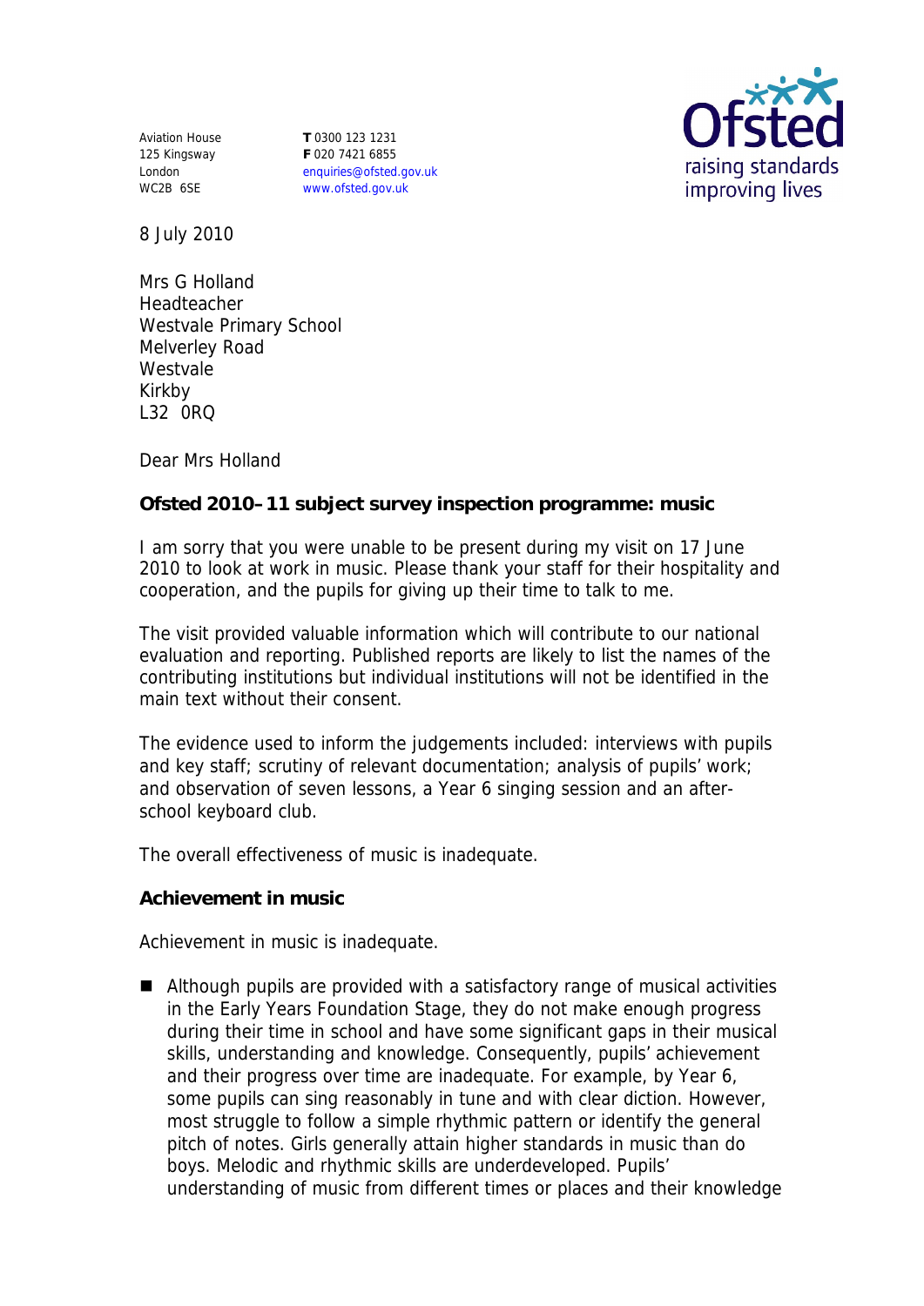Aviation House
125 Kingsway
London
WC2B 6SE

**T** 0300 123 1231
**F** 020 7421 6855
enquiries@ofsted.gov.uk
www.ofsted.gov.uk

Ofsted
raising standards
improving lives

8 July 2010

Mrs G Holland
Headteacher
Westvale Primary School
Melverley Road
Westvale
Kirkby
L32 0RQ

Dear Mrs Holland

**Ofsted 2010–11 subject survey inspection programme: music**

I am sorry that you were unable to be present during my visit on 17 June 2010 to look at work in music. Please thank your staff for their hospitality and cooperation, and the pupils for giving up their time to talk to me.

The visit provided valuable information which will contribute to our national evaluation and reporting. Published reports are likely to list the names of the contributing institutions but individual institutions will not be identified in the main text without their consent.

The evidence used to inform the judgements included: interviews with pupils and key staff; scrutiny of relevant documentation; analysis of pupils' work; and observation of seven lessons, a Year 6 singing session and an after-school keyboard club.

The overall effectiveness of music is inadequate.

**Achievement in music**

Achievement in music is inadequate.

- Although pupils are provided with a satisfactory range of musical activities in the Early Years Foundation Stage, they do not make enough progress during their time in school and have some significant gaps in their musical skills, understanding and knowledge. Consequently, pupils' achievement and their progress over time are inadequate. For example, by Year 6, some pupils can sing reasonably in tune and with clear diction. However, most struggle to follow a simple rhythmic pattern or identify the general pitch of notes. Girls generally attain higher standards in music than do boys. Melodic and rhythmic skills are underdeveloped. Pupils' understanding of music from different times or places and their knowledge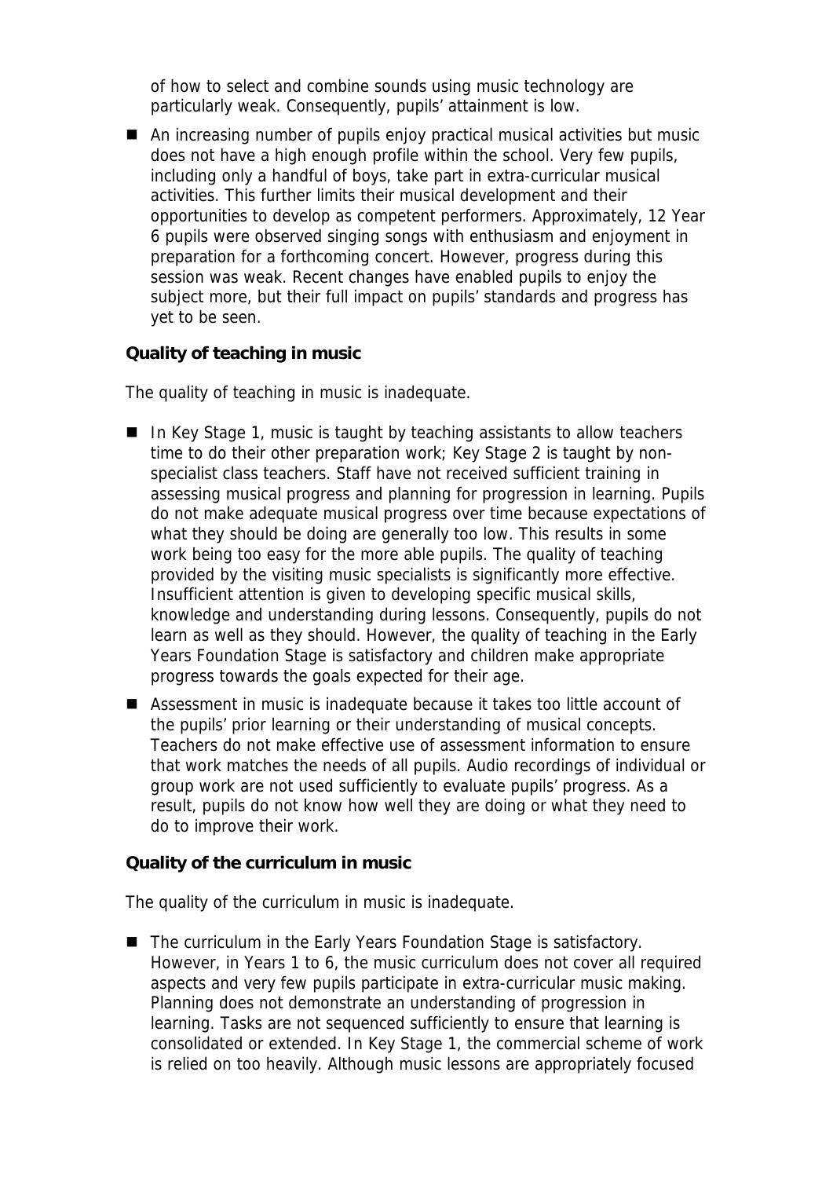of how to select and combine sounds using music technology are particularly weak. Consequently, pupils' attainment is low.

- An increasing number of pupils enjoy practical musical activities but music does not have a high enough profile within the school. Very few pupils, including only a handful of boys, take part in extra-curricular musical activities. This further limits their musical development and their opportunities to develop as competent performers. Approximately, 12 Year 6 pupils were observed singing songs with enthusiasm and enjoyment in preparation for a forthcoming concert. However, progress during this session was weak. Recent changes have enabled pupils to enjoy the subject more, but their full impact on pupils' standards and progress has yet to be seen.

**Quality of teaching in music**

The quality of teaching in music is inadequate.

- In Key Stage 1, music is taught by teaching assistants to allow teachers time to do their other preparation work; Key Stage 2 is taught by non-specialist class teachers. Staff have not received sufficient training in assessing musical progress and planning for progression in learning. Pupils do not make adequate musical progress over time because expectations of what they should be doing are generally too low. This results in some work being too easy for the more able pupils. The quality of teaching provided by the visiting music specialists is significantly more effective. Insufficient attention is given to developing specific musical skills, knowledge and understanding during lessons. Consequently, pupils do not learn as well as they should. However, the quality of teaching in the Early Years Foundation Stage is satisfactory and children make appropriate progress towards the goals expected for their age.
- Assessment in music is inadequate because it takes too little account of the pupils' prior learning or their understanding of musical concepts. Teachers do not make effective use of assessment information to ensure that work matches the needs of all pupils. Audio recordings of individual or group work are not used sufficiently to evaluate pupils' progress. As a result, pupils do not know how well they are doing or what they need to do to improve their work.

**Quality of the curriculum in music**

The quality of the curriculum in music is inadequate.

- The curriculum in the Early Years Foundation Stage is satisfactory. However, in Years 1 to 6, the music curriculum does not cover all required aspects and very few pupils participate in extra-curricular music making. Planning does not demonstrate an understanding of progression in learning. Tasks are not sequenced sufficiently to ensure that learning is consolidated or extended. In Key Stage 1, the commercial scheme of work is relied on too heavily. Although music lessons are appropriately focused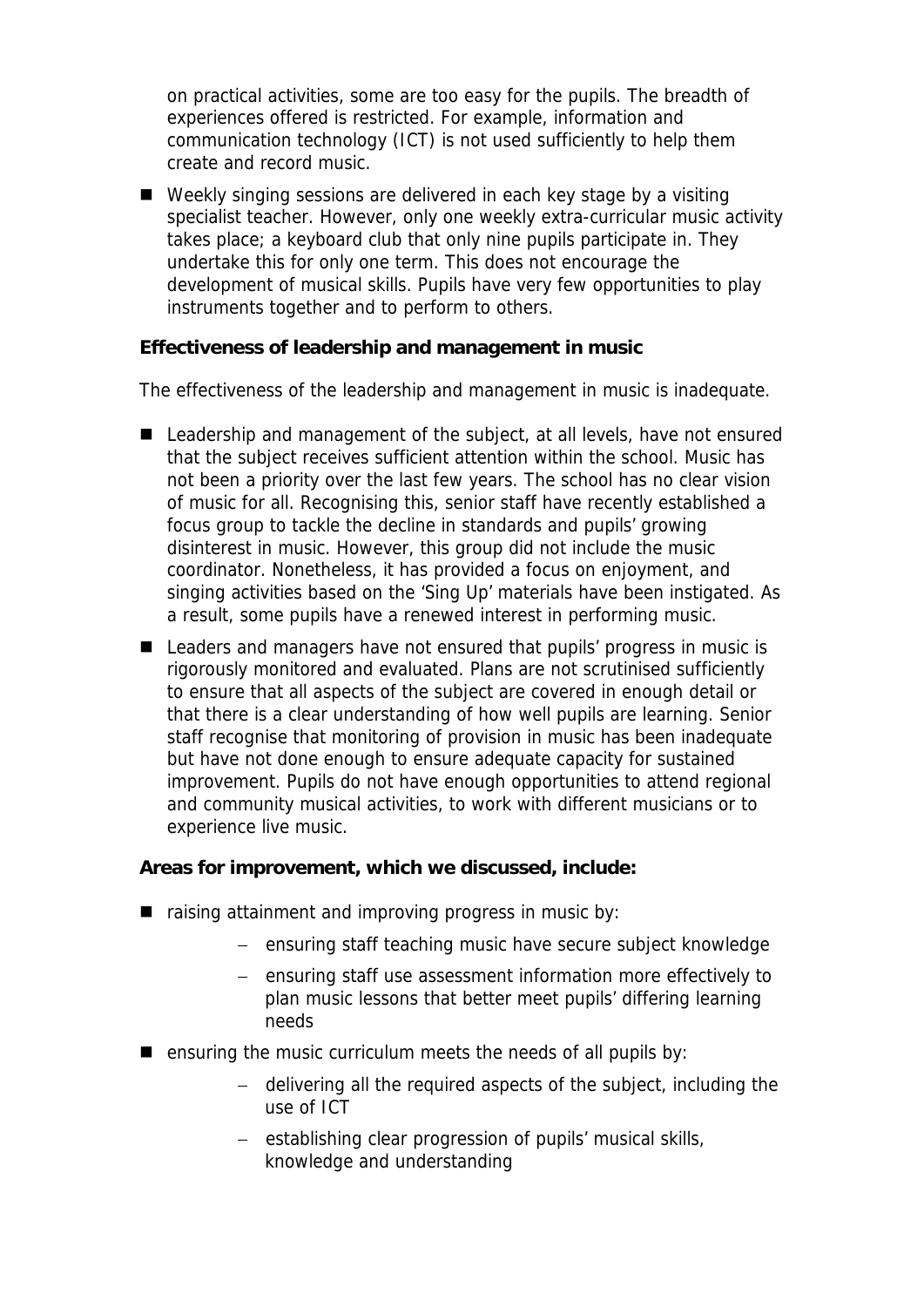on practical activities, some are too easy for the pupils. The breadth of experiences offered is restricted. For example, information and communication technology (ICT) is not used sufficiently to help them create and record music.

- Weekly singing sessions are delivered in each key stage by a visiting specialist teacher. However, only one weekly extra-curricular music activity takes place; a keyboard club that only nine pupils participate in. They undertake this for only one term. This does not encourage the development of musical skills. Pupils have very few opportunities to play instruments together and to perform to others.

**Effectiveness of leadership and management in music**

The effectiveness of the leadership and management in music is inadequate.

- Leadership and management of the subject, at all levels, have not ensured that the subject receives sufficient attention within the school. Music has not been a priority over the last few years. The school has no clear vision of music for all. Recognising this, senior staff have recently established a focus group to tackle the decline in standards and pupils' growing disinterest in music. However, this group did not include the music coordinator. Nonetheless, it has provided a focus on enjoyment, and singing activities based on the 'Sing Up' materials have been instigated. As a result, some pupils have a renewed interest in performing music.
- Leaders and managers have not ensured that pupils' progress in music is rigorously monitored and evaluated. Plans are not scrutinised sufficiently to ensure that all aspects of the subject are covered in enough detail or that there is a clear understanding of how well pupils are learning. Senior staff recognise that monitoring of provision in music has been inadequate but have not done enough to ensure adequate capacity for sustained improvement. Pupils do not have enough opportunities to attend regional and community musical activities, to work with different musicians or to experience live music.

**Areas for improvement, which we discussed, include:**

- raising attainment and improving progress in music by:
  - ensuring staff teaching music have secure subject knowledge
  - ensuring staff use assessment information more effectively to plan music lessons that better meet pupils' differing learning needs
- ensuring the music curriculum meets the needs of all pupils by:
  - delivering all the required aspects of the subject, including the use of ICT
  - establishing clear progression of pupils' musical skills, knowledge and understanding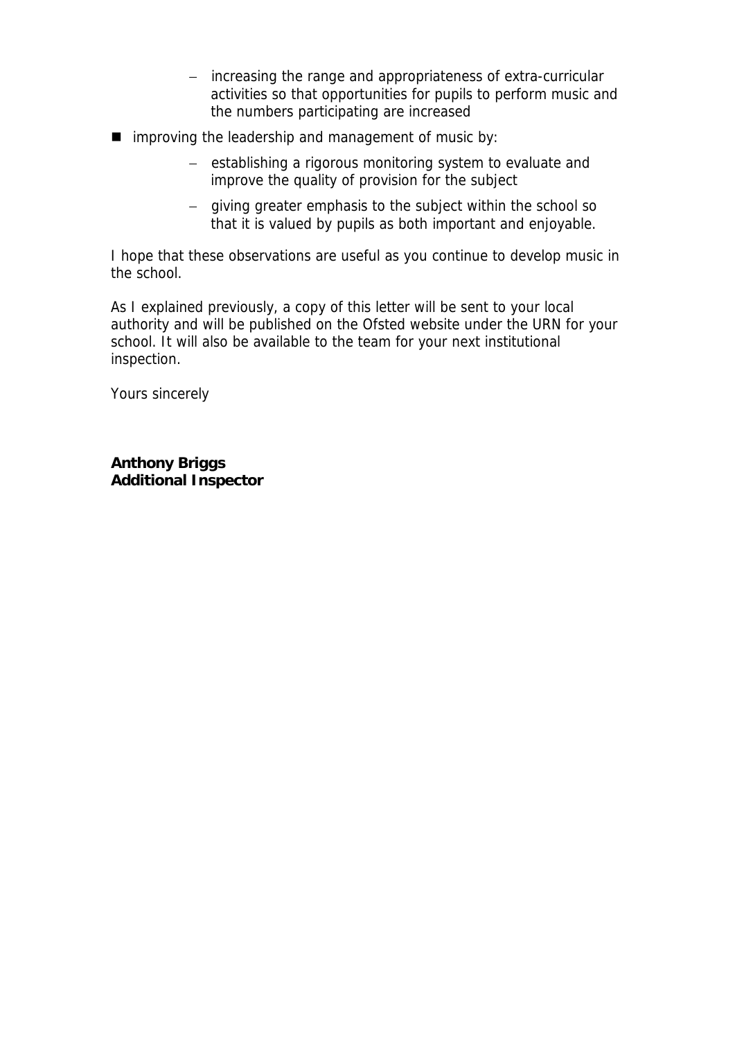- increasing the range and appropriateness of extra-curricular activities so that opportunities for pupils to perform music and the numbers participating are increased

- improving the leadership and management of music by:
  - establishing a rigorous monitoring system to evaluate and improve the quality of provision for the subject
  - giving greater emphasis to the subject within the school so that it is valued by pupils as both important and enjoyable.

I hope that these observations are useful as you continue to develop music in the school.

As I explained previously, a copy of this letter will be sent to your local authority and will be published on the Ofsted website under the URN for your school. It will also be available to the team for your next institutional inspection.

Yours sincerely

**Anthony Briggs**
**Additional Inspector**